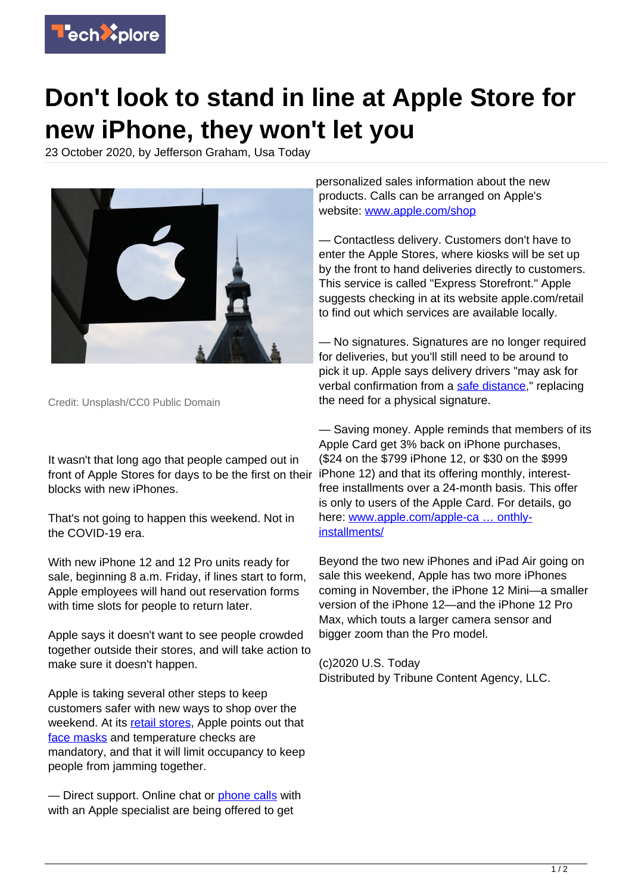# Don't look to stand in line at Apple Store for new iPhone, they won't let you

23 October 2020, by Jefferson Graham, Usa Today

Credit: Unsplash/CC0 Public Domain

It wasn't that long ago that people camped out in front of Apple Stores for days to be the first on their blocks with new iPhones.

That's not going to happen this weekend. Not in the COVID-19 era.

With new iPhone 12 and 12 Pro units ready for sale, beginning 8 a.m. Friday, if lines start to form, Apple employees will hand out reservation forms with time slots for people to return later.

Apple says it doesn't want to see people crowded together outside their stores, and will take action to make sure it doesn't happen.

Apple is taking several other steps to keep customers safer with new ways to shop over the weekend. At its retail stores, Apple points out that face masks and temperature checks are mandatory, and that it will limit occupancy to keep people from jamming together.

— Direct support. Online chat or phone calls with with an Apple specialist are being offered to get personalized sales information about the new products. Calls can be arranged on Apple's website: www.apple.com/shop

— Contactless delivery. Customers don't have to enter the Apple Stores, where kiosks will be set up by the front to hand deliveries directly to customers. This service is called "Express Storefront." Apple suggests checking in at its website apple.com/retail to find out which services are available locally.

— No signatures. Signatures are no longer required for deliveries, but you'll still need to be around to pick it up. Apple says delivery drivers "may ask for verbal confirmation from a safe distance," replacing the need for a physical signature.

— Saving money. Apple reminds that members of its Apple Card get 3% back on iPhone purchases, ($24 on the $799 iPhone 12, or $30 on the $999 iPhone 12) and that its offering monthly, interest-free installments over a 24-month basis. This offer is only to users of the Apple Card. For details, go here: www.apple.com/apple-ca … onthly-installments/

Beyond the two new iPhones and iPad Air going on sale this weekend, Apple has two more iPhones coming in November, the iPhone 12 Mini—a smaller version of the iPhone 12—and the iPhone 12 Pro Max, which touts a larger camera sensor and bigger zoom than the Pro model.

(c)2020 U.S. Today
Distributed by Tribune Content Agency, LLC.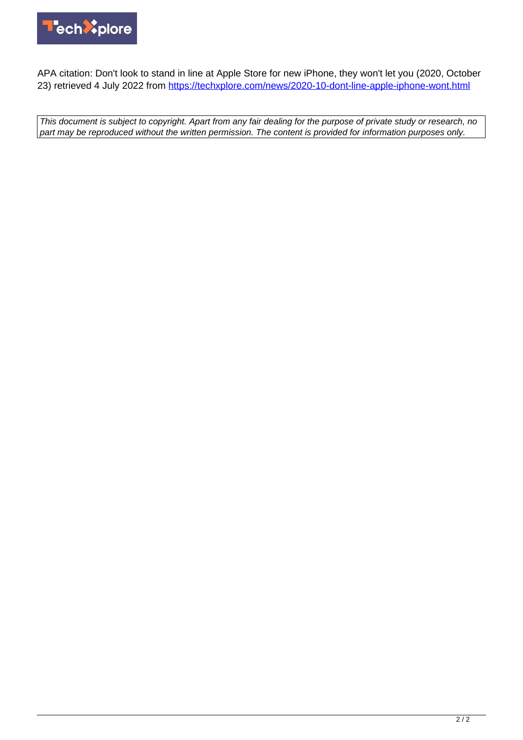APA citation: Don't look to stand in line at Apple Store for new iPhone, they won't let you (2020, October 23) retrieved 4 July 2022 from https://techxplore.com/news/2020-10-dont-line-apple-iphone-wont.html

*This document is subject to copyright. Apart from any fair dealing for the purpose of private study or research, no part may be reproduced without the written permission. The content is provided for information purposes only.*